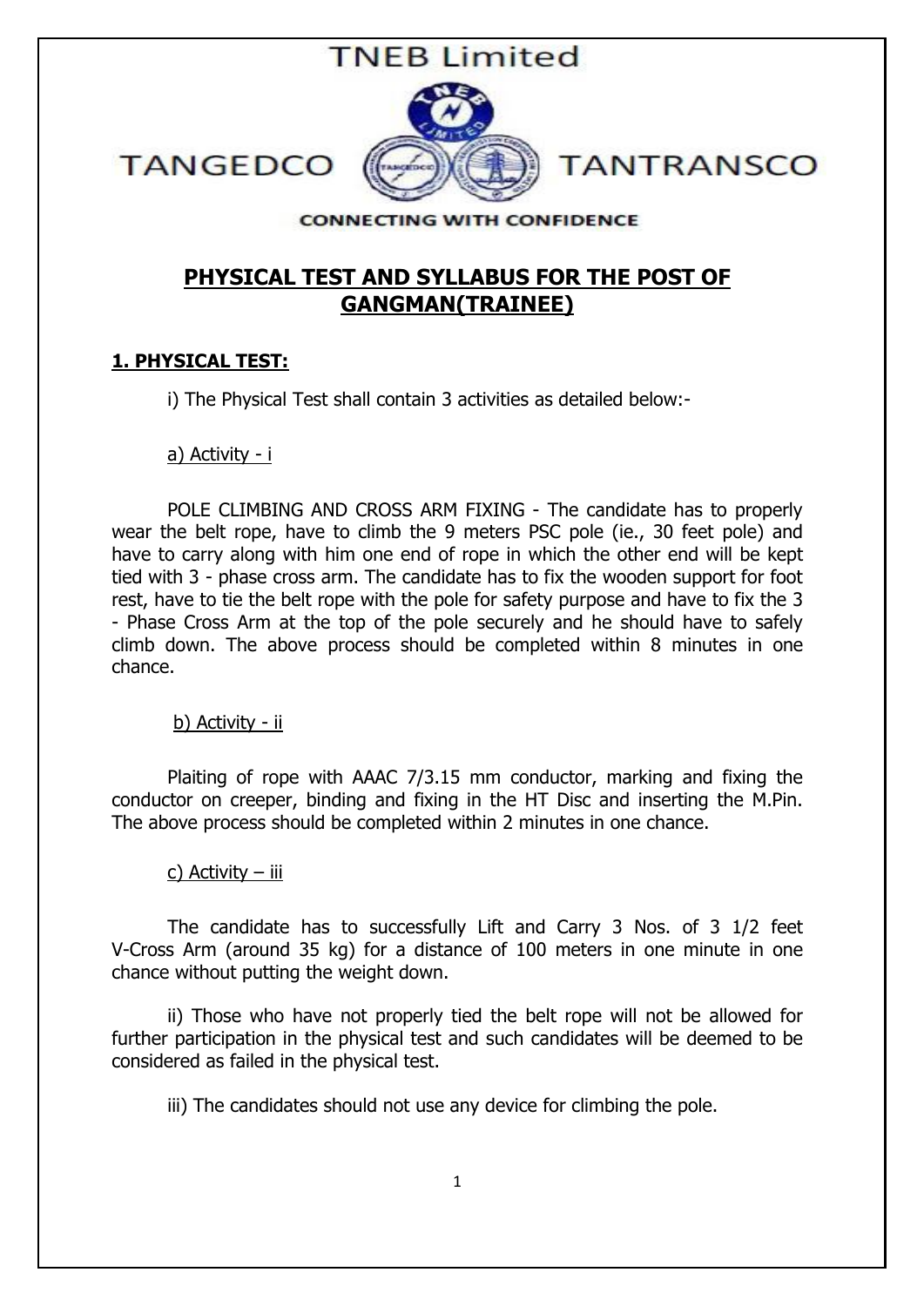TNEB Limited

TANGEDCO TANTRANSCO

CONNECTING WITH CONFIDENCE

# PHYSICAL TEST AND SYLLABUS FOR THE POST OF GANGMAN(TRAINEE)

## 1. PHYSICAL TEST:

i) The Physical Test shall contain 3 activities as detailed below:-

a) Activity - i

POLE CLIMBING AND CROSS ARM FIXING - The candidate has to properly wear the belt rope, have to climb the 9 meters PSC pole (ie., 30 feet pole) and have to carry along with him one end of rope in which the other end will be kept tied with 3 - phase cross arm. The candidate has to fix the wooden support for foot rest, have to tie the belt rope with the pole for safety purpose and have to fix the 3 - Phase Cross Arm at the top of the pole securely and he should have to safely climb down. The above process should be completed within 8 minutes in one chance.

b) Activity - ii

Plaiting of rope with AAAC 7/3.15 mm conductor, marking and fixing the conductor on creeper, binding and fixing in the HT Disc and inserting the M.Pin. The above process should be completed within 2 minutes in one chance.

c) Activity – iii

The candidate has to successfully Lift and Carry 3 Nos. of 3 1/2 feet V-Cross Arm (around 35 kg) for a distance of 100 meters in one minute in one chance without putting the weight down.

ii) Those who have not properly tied the belt rope will not be allowed for further participation in the physical test and such candidates will be deemed to be considered as failed in the physical test.

iii) The candidates should not use any device for climbing the pole.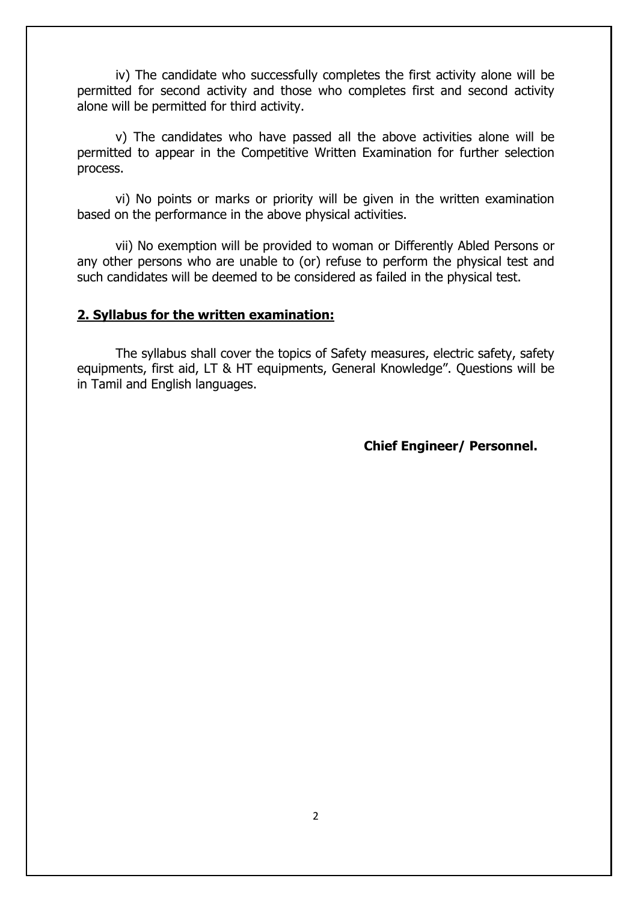iv) The candidate who successfully completes the first activity alone will be permitted for second activity and those who completes first and second activity alone will be permitted for third activity.

v) The candidates who have passed all the above activities alone will be permitted to appear in the Competitive Written Examination for further selection process.

vi) No points or marks or priority will be given in the written examination based on the performance in the above physical activities.

vii) No exemption will be provided to woman or Differently Abled Persons or any other persons who are unable to (or) refuse to perform the physical test and such candidates will be deemed to be considered as failed in the physical test.

**2. Syllabus for the written examination:**

The syllabus shall cover the topics of Safety measures, electric safety, safety equipments, first aid, LT & HT equipments, General Knowledge". Questions will be in Tamil and English languages.

**Chief Engineer/ Personnel.**